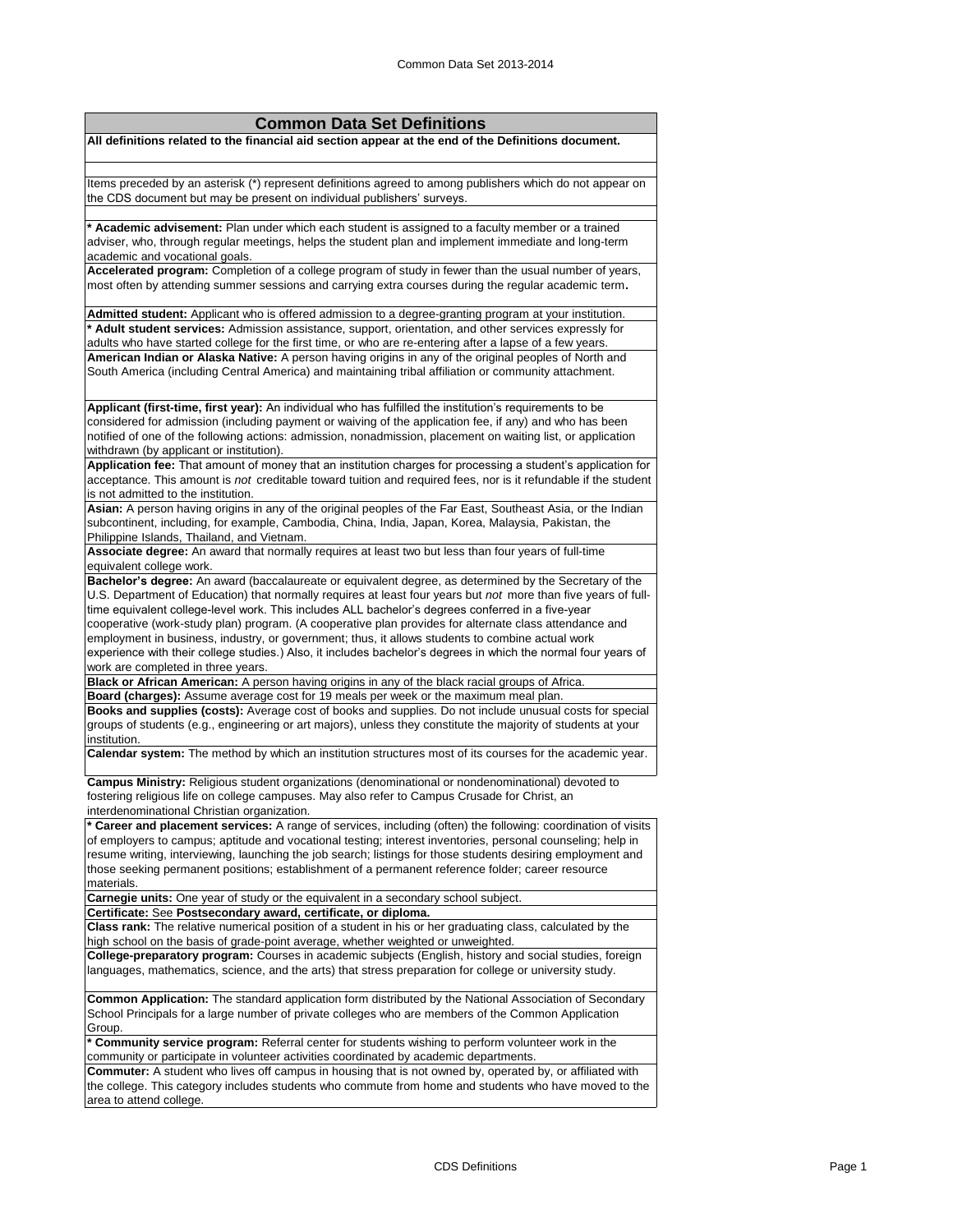# Common Data Set Definitions

**All definitions related to the financial aid section appear at the end of the Definitions document.**

Items preceded by an asterisk (*) represent definitions agreed to among publishers which do not appear on the CDS document but may be present on individual publishers' surveys.

*** Academic advisement:** Plan under which each student is assigned to a faculty member or a trained adviser, who, through regular meetings, helps the student plan and implement immediate and long-term academic and vocational goals.

**Accelerated program:** Completion of a college program of study in fewer than the usual number of years, most often by attending summer sessions and carrying extra courses during the regular academic term.

**Admitted student:** Applicant who is offered admission to a degree-granting program at your institution.

*** Adult student services:** Admission assistance, support, orientation, and other services expressly for adults who have started college for the first time, or who are re-entering after a lapse of a few years.

**American Indian or Alaska Native:** A person having origins in any of the original peoples of North and South America (including Central America) and maintaining tribal affiliation or community attachment.

**Applicant (first-time, first year):** An individual who has fulfilled the institution's requirements to be considered for admission (including payment or waiving of the application fee, if any) and who has been notified of one of the following actions: admission, nonadmission, placement on waiting list, or application withdrawn (by applicant or institution).

**Application fee:** That amount of money that an institution charges for processing a student's application for acceptance. This amount is *not* creditable toward tuition and required fees, nor is it refundable if the student is not admitted to the institution.

**Asian:** A person having origins in any of the original peoples of the Far East, Southeast Asia, or the Indian subcontinent, including, for example, Cambodia, China, India, Japan, Korea, Malaysia, Pakistan, the Philippine Islands, Thailand, and Vietnam.

**Associate degree:** An award that normally requires at least two but less than four years of full-time equivalent college work.

**Bachelor's degree:** An award (baccalaureate or equivalent degree, as determined by the Secretary of the U.S. Department of Education) that normally requires at least four years but *not* more than five years of full-time equivalent college-level work. This includes ALL bachelor's degrees conferred in a five-year cooperative (work-study plan) program. (A cooperative plan provides for alternate class attendance and employment in business, industry, or government; thus, it allows students to combine actual work experience with their college studies.) Also, it includes bachelor's degrees in which the normal four years of work are completed in three years.

**Black or African American:** A person having origins in any of the black racial groups of Africa.

**Board (charges):** Assume average cost for 19 meals per week or the maximum meal plan.

**Books and supplies (costs):** Average cost of books and supplies. Do not include unusual costs for special groups of students (e.g., engineering or art majors), unless they constitute the majority of students at your institution.

**Calendar system:** The method by which an institution structures most of its courses for the academic year.

**Campus Ministry:** Religious student organizations (denominational or nondenominational) devoted to fostering religious life on college campuses. May also refer to Campus Crusade for Christ, an interdenominational Christian organization.

*** Career and placement services:** A range of services, including (often) the following: coordination of visits of employers to campus; aptitude and vocational testing; interest inventories, personal counseling; help in resume writing, interviewing, launching the job search; listings for those students desiring employment and those seeking permanent positions; establishment of a permanent reference folder; career resource materials.

**Carnegie units:** One year of study or the equivalent in a secondary school subject.

**Certificate:** See **Postsecondary award, certificate, or diploma.**

**Class rank:** The relative numerical position of a student in his or her graduating class, calculated by the high school on the basis of grade-point average, whether weighted or unweighted.

**College-preparatory program:** Courses in academic subjects (English, history and social studies, foreign languages, mathematics, science, and the arts) that stress preparation for college or university study.

**Common Application:** The standard application form distributed by the National Association of Secondary School Principals for a large number of private colleges who are members of the Common Application Group.

*** Community service program:** Referral center for students wishing to perform volunteer work in the community or participate in volunteer activities coordinated by academic departments.

**Commuter:** A student who lives off campus in housing that is not owned by, operated by, or affiliated with the college. This category includes students who commute from home and students who have moved to the area to attend college.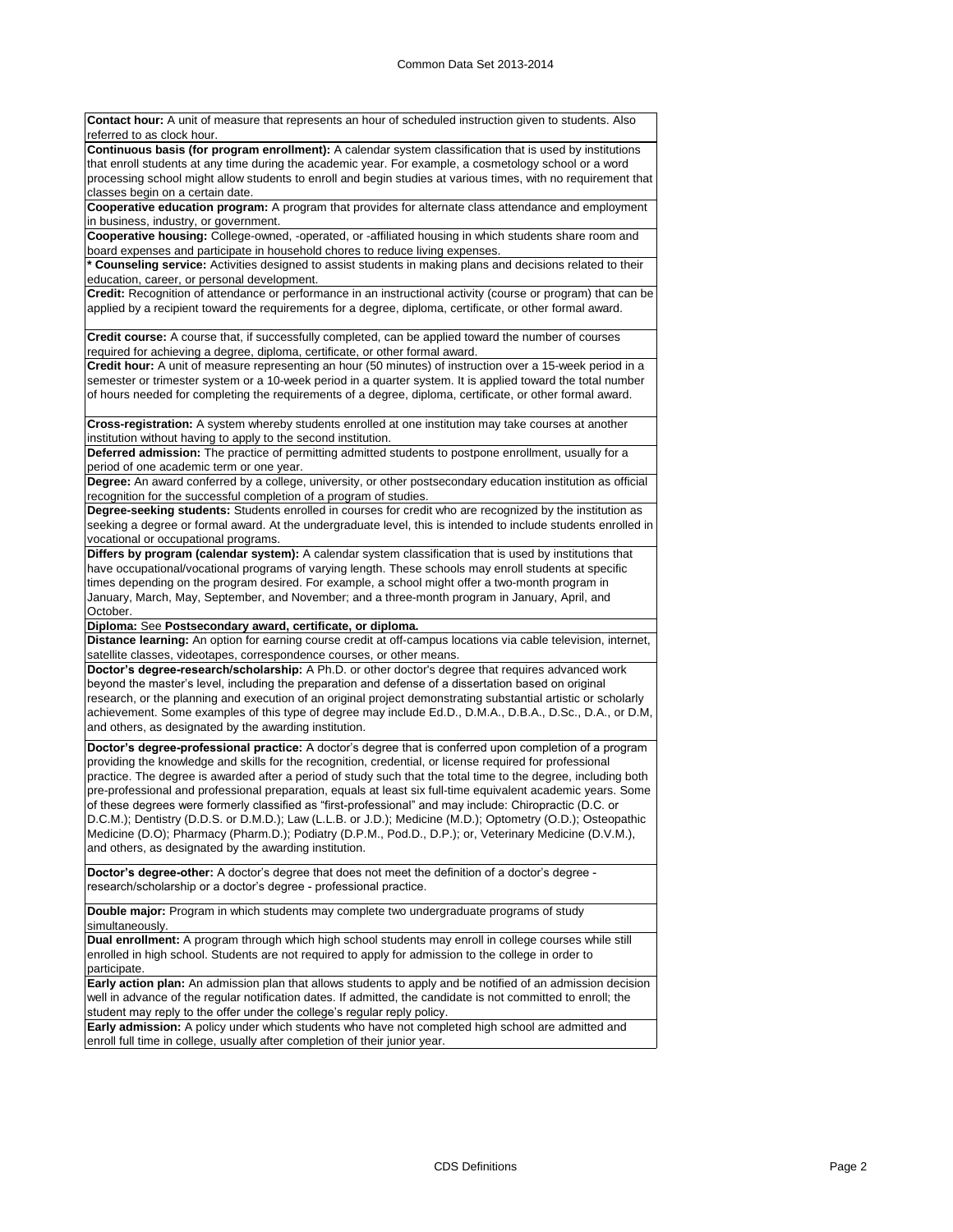**Contact hour:** A unit of measure that represents an hour of scheduled instruction given to students. Also referred to as clock hour.

**Continuous basis (for program enrollment):** A calendar system classification that is used by institutions that enroll students at any time during the academic year. For example, a cosmetology school or a word processing school might allow students to enroll and begin studies at various times, with no requirement that classes begin on a certain date.

**Cooperative education program:** A program that provides for alternate class attendance and employment in business, industry, or government.

**Cooperative housing:** College-owned, -operated, or -affiliated housing in which students share room and board expenses and participate in household chores to reduce living expenses.

*** Counseling service:** Activities designed to assist students in making plans and decisions related to their education, career, or personal development.

**Credit:** Recognition of attendance or performance in an instructional activity (course or program) that can be applied by a recipient toward the requirements for a degree, diploma, certificate, or other formal award.

**Credit course:** A course that, if successfully completed, can be applied toward the number of courses required for achieving a degree, diploma, certificate, or other formal award.

**Credit hour:** A unit of measure representing an hour (50 minutes) of instruction over a 15-week period in a semester or trimester system or a 10-week period in a quarter system. It is applied toward the total number of hours needed for completing the requirements of a degree, diploma, certificate, or other formal award.

**Cross-registration:** A system whereby students enrolled at one institution may take courses at another institution without having to apply to the second institution.

**Deferred admission:** The practice of permitting admitted students to postpone enrollment, usually for a period of one academic term or one year.

**Degree:** An award conferred by a college, university, or other postsecondary education institution as official recognition for the successful completion of a program of studies.

**Degree-seeking students:** Students enrolled in courses for credit who are recognized by the institution as seeking a degree or formal award. At the undergraduate level, this is intended to include students enrolled in vocational or occupational programs.

**Differs by program (calendar system):** A calendar system classification that is used by institutions that have occupational/vocational programs of varying length. These schools may enroll students at specific times depending on the program desired. For example, a school might offer a two-month program in January, March, May, September, and November; and a three-month program in January, April, and October.

**Diploma:** See **Postsecondary award, certificate, or diploma.**

**Distance learning:** An option for earning course credit at off-campus locations via cable television, internet, satellite classes, videotapes, correspondence courses, or other means.

**Doctor's degree-research/scholarship:** A Ph.D. or other doctor's degree that requires advanced work beyond the master's level, including the preparation and defense of a dissertation based on original research, or the planning and execution of an original project demonstrating substantial artistic or scholarly achievement. Some examples of this type of degree may include Ed.D., D.M.A., D.B.A., D.Sc., D.A., or D.M, and others, as designated by the awarding institution.

**Doctor's degree-professional practice:** A doctor's degree that is conferred upon completion of a program providing the knowledge and skills for the recognition, credential, or license required for professional practice. The degree is awarded after a period of study such that the total time to the degree, including both pre-professional and professional preparation, equals at least six full-time equivalent academic years. Some of these degrees were formerly classified as "first-professional" and may include: Chiropractic (D.C. or D.C.M.); Dentistry (D.D.S. or D.M.D.); Law (L.L.B. or J.D.); Medicine (M.D.); Optometry (O.D.); Osteopathic Medicine (D.O); Pharmacy (Pharm.D.); Podiatry (D.P.M., Pod.D., D.P.); or, Veterinary Medicine (D.V.M.), and others, as designated by the awarding institution.

**Doctor's degree-other:** A doctor's degree that does not meet the definition of a doctor's degree - research/scholarship or a doctor's degree - professional practice.

**Double major:** Program in which students may complete two undergraduate programs of study simultaneously.

**Dual enrollment:** A program through which high school students may enroll in college courses while still enrolled in high school. Students are not required to apply for admission to the college in order to participate.

**Early action plan:** An admission plan that allows students to apply and be notified of an admission decision well in advance of the regular notification dates. If admitted, the candidate is not committed to enroll; the student may reply to the offer under the college's regular reply policy.

**Early admission:** A policy under which students who have not completed high school are admitted and enroll full time in college, usually after completion of their junior year.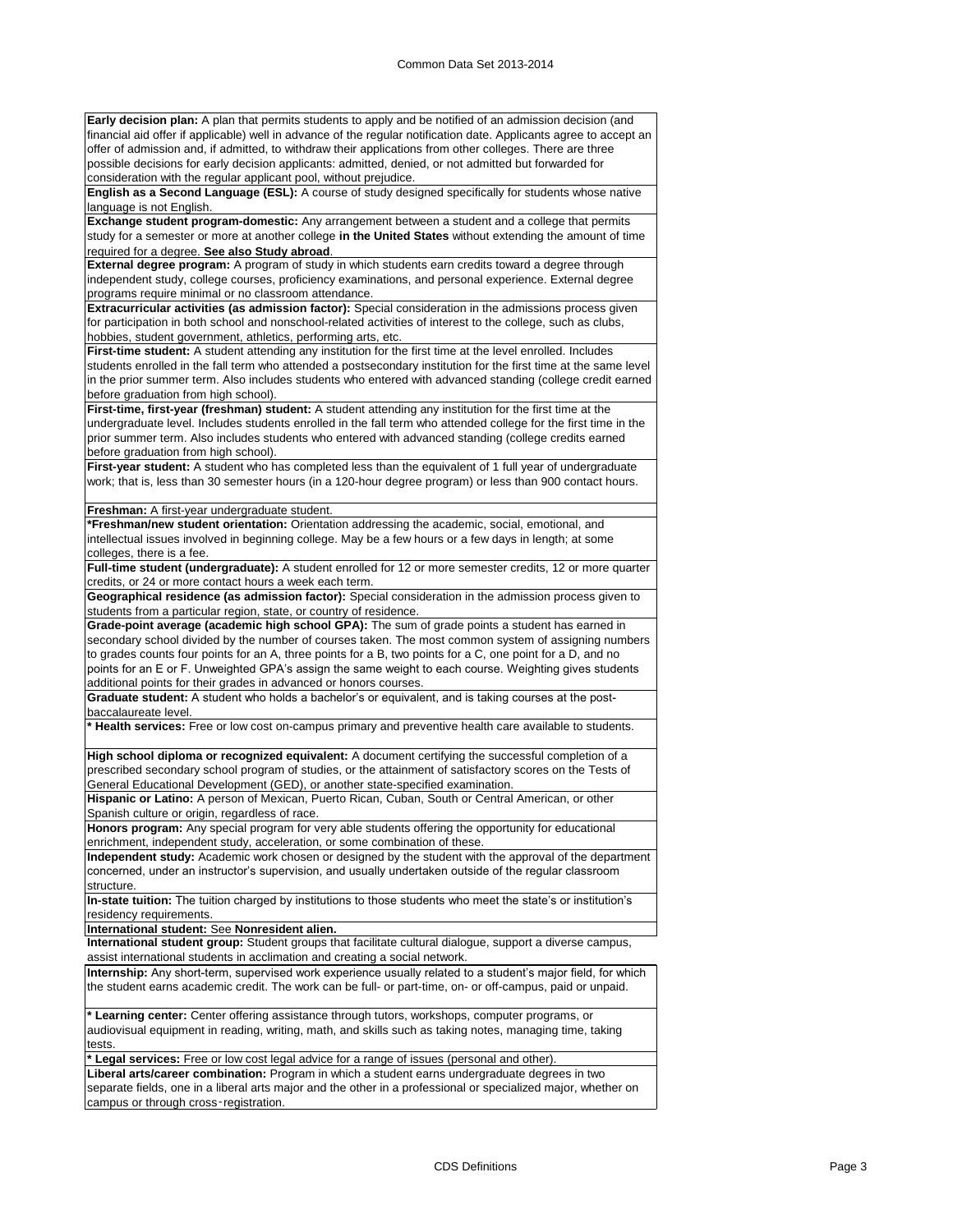**Early decision plan:** A plan that permits students to apply and be notified of an admission decision (and financial aid offer if applicable) well in advance of the regular notification date. Applicants agree to accept an offer of admission and, if admitted, to withdraw their applications from other colleges. There are three possible decisions for early decision applicants: admitted, denied, or not admitted but forwarded for consideration with the regular applicant pool, without prejudice.

**English as a Second Language (ESL):** A course of study designed specifically for students whose native language is not English.

**Exchange student program-domestic:** Any arrangement between a student and a college that permits study for a semester or more at another college **in the United States** without extending the amount of time required for a degree. **See also Study abroad**.

**External degree program:** A program of study in which students earn credits toward a degree through independent study, college courses, proficiency examinations, and personal experience. External degree programs require minimal or no classroom attendance.

**Extracurricular activities (as admission factor):** Special consideration in the admissions process given for participation in both school and nonschool-related activities of interest to the college, such as clubs, hobbies, student government, athletics, performing arts, etc.

**First-time student:** A student attending any institution for the first time at the level enrolled. Includes students enrolled in the fall term who attended a postsecondary institution for the first time at the same level in the prior summer term. Also includes students who entered with advanced standing (college credit earned before graduation from high school).

**First-time, first-year (freshman) student:** A student attending any institution for the first time at the undergraduate level. Includes students enrolled in the fall term who attended college for the first time in the prior summer term. Also includes students who entered with advanced standing (college credits earned before graduation from high school).

**First-year student:** A student who has completed less than the equivalent of 1 full year of undergraduate work; that is, less than 30 semester hours (in a 120-hour degree program) or less than 900 contact hours.

**Freshman:** A first-year undergraduate student.

***Freshman/new student orientation:** Orientation addressing the academic, social, emotional, and intellectual issues involved in beginning college. May be a few hours or a few days in length; at some colleges, there is a fee.

**Full-time student (undergraduate):** A student enrolled for 12 or more semester credits, 12 or more quarter credits, or 24 or more contact hours a week each term.

**Geographical residence (as admission factor):** Special consideration in the admission process given to students from a particular region, state, or country of residence.

**Grade-point average (academic high school GPA):** The sum of grade points a student has earned in secondary school divided by the number of courses taken. The most common system of assigning numbers to grades counts four points for an A, three points for a B, two points for a C, one point for a D, and no points for an E or F. Unweighted GPA's assign the same weight to each course. Weighting gives students additional points for their grades in advanced or honors courses.

**Graduate student:** A student who holds a bachelor's or equivalent, and is taking courses at the post-baccalaureate level.

*** Health services:** Free or low cost on-campus primary and preventive health care available to students.

**High school diploma or recognized equivalent:** A document certifying the successful completion of a prescribed secondary school program of studies, or the attainment of satisfactory scores on the Tests of General Educational Development (GED), or another state-specified examination.

**Hispanic or Latino:** A person of Mexican, Puerto Rican, Cuban, South or Central American, or other Spanish culture or origin, regardless of race.

**Honors program:** Any special program for very able students offering the opportunity for educational enrichment, independent study, acceleration, or some combination of these.

**Independent study:** Academic work chosen or designed by the student with the approval of the department concerned, under an instructor's supervision, and usually undertaken outside of the regular classroom structure.

**In-state tuition:** The tuition charged by institutions to those students who meet the state's or institution's residency requirements.

**International student:** See **Nonresident alien.**

**International student group:** Student groups that facilitate cultural dialogue, support a diverse campus, assist international students in acclimation and creating a social network.

**Internship:** Any short-term, supervised work experience usually related to a student's major field, for which the student earns academic credit. The work can be full- or part-time, on- or off-campus, paid or unpaid.

*** Learning center:** Center offering assistance through tutors, workshops, computer programs, or audiovisual equipment in reading, writing, math, and skills such as taking notes, managing time, taking tests.

*** Legal services:** Free or low cost legal advice for a range of issues (personal and other).

**Liberal arts/career combination:** Program in which a student earns undergraduate degrees in two separate fields, one in a liberal arts major and the other in a professional or specialized major, whether on campus or through cross‑registration.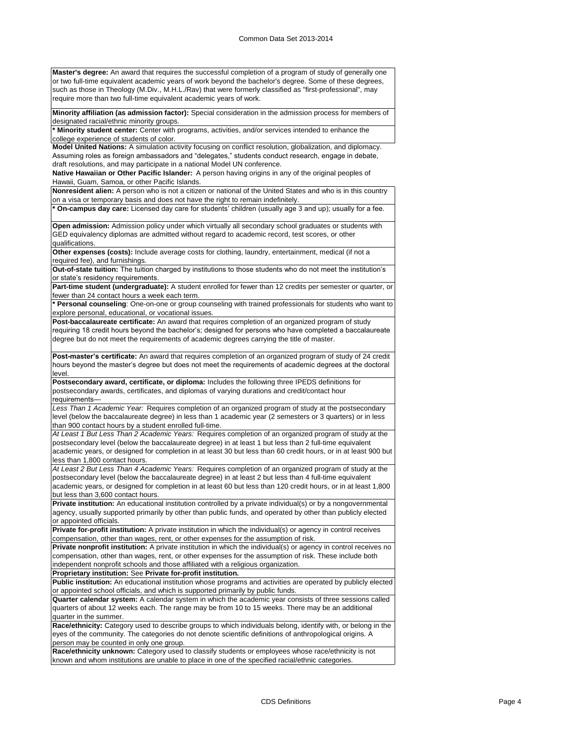**Master's degree:** An award that requires the successful completion of a program of study of generally one or two full-time equivalent academic years of work beyond the bachelor's degree. Some of these degrees, such as those in Theology (M.Div., M.H.L./Rav) that were formerly classified as "first-professional", may require more than two full-time equivalent academic years of work.

**Minority affiliation (as admission factor):** Special consideration in the admission process for members of designated racial/ethnic minority groups.

**\* Minority student center:** Center with programs, activities, and/or services intended to enhance the college experience of students of color.

**Model United Nations:** A simulation activity focusing on conflict resolution, globalization, and diplomacy. Assuming roles as foreign ambassadors and "delegates," students conduct research, engage in debate, draft resolutions, and may participate in a national Model UN conference.

**Native Hawaiian or Other Pacific Islander:** A person having origins in any of the original peoples of Hawaii, Guam, Samoa, or other Pacific Islands.

**Nonresident alien:** A person who is not a citizen or national of the United States and who is in this country on a visa or temporary basis and does not have the right to remain indefinitely.

**\* On-campus day care:** Licensed day care for students' children (usually age 3 and up); usually for a fee.

**Open admission:** Admission policy under which virtually all secondary school graduates or students with GED equivalency diplomas are admitted without regard to academic record, test scores, or other qualifications.

**Other expenses (costs):** Include average costs for clothing, laundry, entertainment, medical (if not a required fee), and furnishings.

**Out-of-state tuition:** The tuition charged by institutions to those students who do not meet the institution's or state's residency requirements.

**Part-time student (undergraduate):** A student enrolled for fewer than 12 credits per semester or quarter, or fewer than 24 contact hours a week each term.

**\* Personal counseling**: One-on-one or group counseling with trained professionals for students who want to explore personal, educational, or vocational issues.

**Post-baccalaureate certificate:** An award that requires completion of an organized program of study requiring 18 credit hours beyond the bachelor's; designed for persons who have completed a baccalaureate degree but do not meet the requirements of academic degrees carrying the title of master.

**Post-master's certificate:** An award that requires completion of an organized program of study of 24 credit hours beyond the master's degree but does not meet the requirements of academic degrees at the doctoral level.

**Postsecondary award, certificate, or diploma:** Includes the following three IPEDS definitions for postsecondary awards, certificates, and diplomas of varying durations and credit/contact hour requirements—

*Less Than 1 Academic Year:* Requires completion of an organized program of study at the postsecondary level (below the baccalaureate degree) in less than 1 academic year (2 semesters or 3 quarters) or in less than 900 contact hours by a student enrolled full-time.

*At Least 1 But Less Than 2 Academic Years:* Requires completion of an organized program of study at the postsecondary level (below the baccalaureate degree) in at least 1 but less than 2 full-time equivalent academic years, or designed for completion in at least 30 but less than 60 credit hours, or in at least 900 but less than 1,800 contact hours.

*At Least 2 But Less Than 4 Academic Years:* Requires completion of an organized program of study at the postsecondary level (below the baccalaureate degree) in at least 2 but less than 4 full-time equivalent academic years, or designed for completion in at least 60 but less than 120 credit hours, or in at least 1,800 but less than 3,600 contact hours.

**Private institution:** An educational institution controlled by a private individual(s) or by a nongovernmental agency, usually supported primarily by other than public funds, and operated by other than publicly elected or appointed officials.

**Private for-profit institution:** A private institution in which the individual(s) or agency in control receives compensation, other than wages, rent, or other expenses for the assumption of risk.

**Private nonprofit institution:** A private institution in which the individual(s) or agency in control receives no compensation, other than wages, rent, or other expenses for the assumption of risk. These include both independent nonprofit schools and those affiliated with a religious organization.

**Proprietary institution:** See **Private for-profit institution.**

**Public institution:** An educational institution whose programs and activities are operated by publicly elected or appointed school officials, and which is supported primarily by public funds.

**Quarter calendar system:** A calendar system in which the academic year consists of three sessions called quarters of about 12 weeks each. The range may be from 10 to 15 weeks. There may be an additional quarter in the summer.

**Race/ethnicity:** Category used to describe groups to which individuals belong, identify with, or belong in the eyes of the community. The categories do not denote scientific definitions of anthropological origins. A person may be counted in only one group.

**Race/ethnicity unknown:** Category used to classify students or employees whose race/ethnicity is not known and whom institutions are unable to place in one of the specified racial/ethnic categories.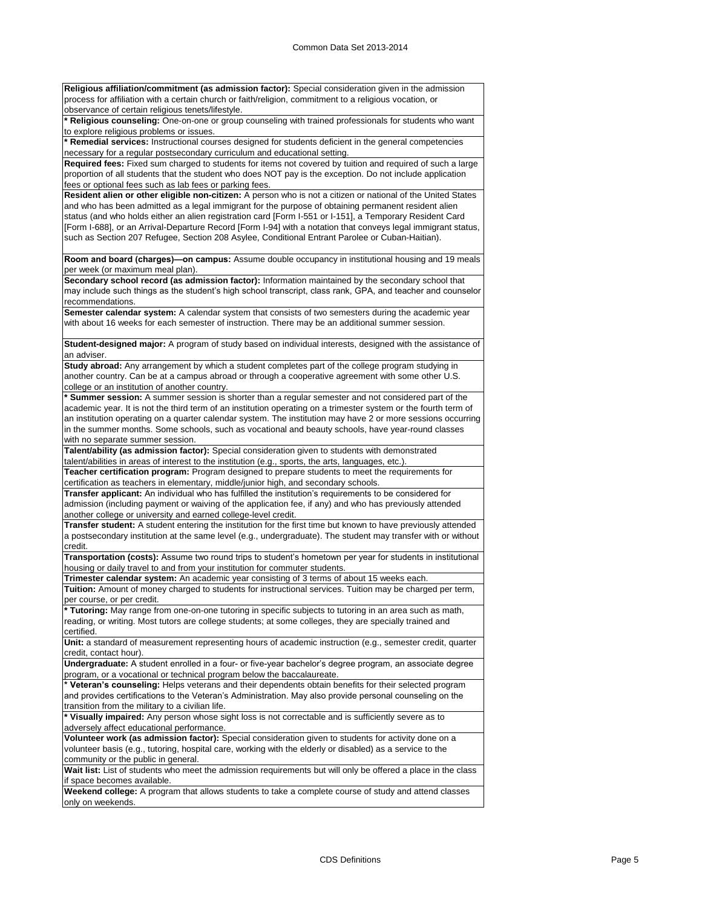**Religious affiliation/commitment (as admission factor):** Special consideration given in the admission process for affiliation with a certain church or faith/religion, commitment to a religious vocation, or observance of certain religious tenets/lifestyle.

* **Religious counseling:** One-on-one or group counseling with trained professionals for students who want to explore religious problems or issues.

* **Remedial services:** Instructional courses designed for students deficient in the general competencies necessary for a regular postsecondary curriculum and educational setting.

**Required fees:** Fixed sum charged to students for items not covered by tuition and required of such a large proportion of all students that the student who does NOT pay is the exception. Do not include application fees or optional fees such as lab fees or parking fees.

**Resident alien or other eligible non-citizen:** A person who is not a citizen or national of the United States and who has been admitted as a legal immigrant for the purpose of obtaining permanent resident alien status (and who holds either an alien registration card [Form I-551 or I-151], a Temporary Resident Card [Form I-688], or an Arrival-Departure Record [Form I-94] with a notation that conveys legal immigrant status, such as Section 207 Refugee, Section 208 Asylee, Conditional Entrant Parolee or Cuban-Haitian).

**Room and board (charges)—on campus:** Assume double occupancy in institutional housing and 19 meals per week (or maximum meal plan).

**Secondary school record (as admission factor):** Information maintained by the secondary school that may include such things as the student's high school transcript, class rank, GPA, and teacher and counselor recommendations.

**Semester calendar system:** A calendar system that consists of two semesters during the academic year with about 16 weeks for each semester of instruction. There may be an additional summer session.

**Student-designed major:** A program of study based on individual interests, designed with the assistance of an adviser.

**Study abroad:** Any arrangement by which a student completes part of the college program studying in another country. Can be at a campus abroad or through a cooperative agreement with some other U.S. college or an institution of another country.

* **Summer session:** A summer session is shorter than a regular semester and not considered part of the academic year. It is not the third term of an institution operating on a trimester system or the fourth term of an institution operating on a quarter calendar system. The institution may have 2 or more sessions occurring in the summer months. Some schools, such as vocational and beauty schools, have year-round classes with no separate summer session.

**Talent/ability (as admission factor):** Special consideration given to students with demonstrated talent/abilities in areas of interest to the institution (e.g., sports, the arts, languages, etc.).

**Teacher certification program:** Program designed to prepare students to meet the requirements for certification as teachers in elementary, middle/junior high, and secondary schools.

**Transfer applicant:** An individual who has fulfilled the institution's requirements to be considered for admission (including payment or waiving of the application fee, if any) and who has previously attended another college or university and earned college-level credit.

**Transfer student:** A student entering the institution for the first time but known to have previously attended a postsecondary institution at the same level (e.g., undergraduate). The student may transfer with or without credit.

**Transportation (costs):** Assume two round trips to student's hometown per year for students in institutional housing or daily travel to and from your institution for commuter students.

**Trimester calendar system:** An academic year consisting of 3 terms of about 15 weeks each.

**Tuition:** Amount of money charged to students for instructional services. Tuition may be charged per term, per course, or per credit.

* **Tutoring:** May range from one-on-one tutoring in specific subjects to tutoring in an area such as math, reading, or writing. Most tutors are college students; at some colleges, they are specially trained and certified.

**Unit:** a standard of measurement representing hours of academic instruction (e.g., semester credit, quarter credit, contact hour).

**Undergraduate:** A student enrolled in a four- or five-year bachelor's degree program, an associate degree program, or a vocational or technical program below the baccalaureate.

* **Veteran's counseling:** Helps veterans and their dependents obtain benefits for their selected program and provides certifications to the Veteran's Administration. May also provide personal counseling on the transition from the military to a civilian life.

* **Visually impaired:** Any person whose sight loss is not correctable and is sufficiently severe as to adversely affect educational performance.

**Volunteer work (as admission factor):** Special consideration given to students for activity done on a volunteer basis (e.g., tutoring, hospital care, working with the elderly or disabled) as a service to the community or the public in general.

**Wait list:** List of students who meet the admission requirements but will only be offered a place in the class if space becomes available.

**Weekend college:** A program that allows students to take a complete course of study and attend classes only on weekends.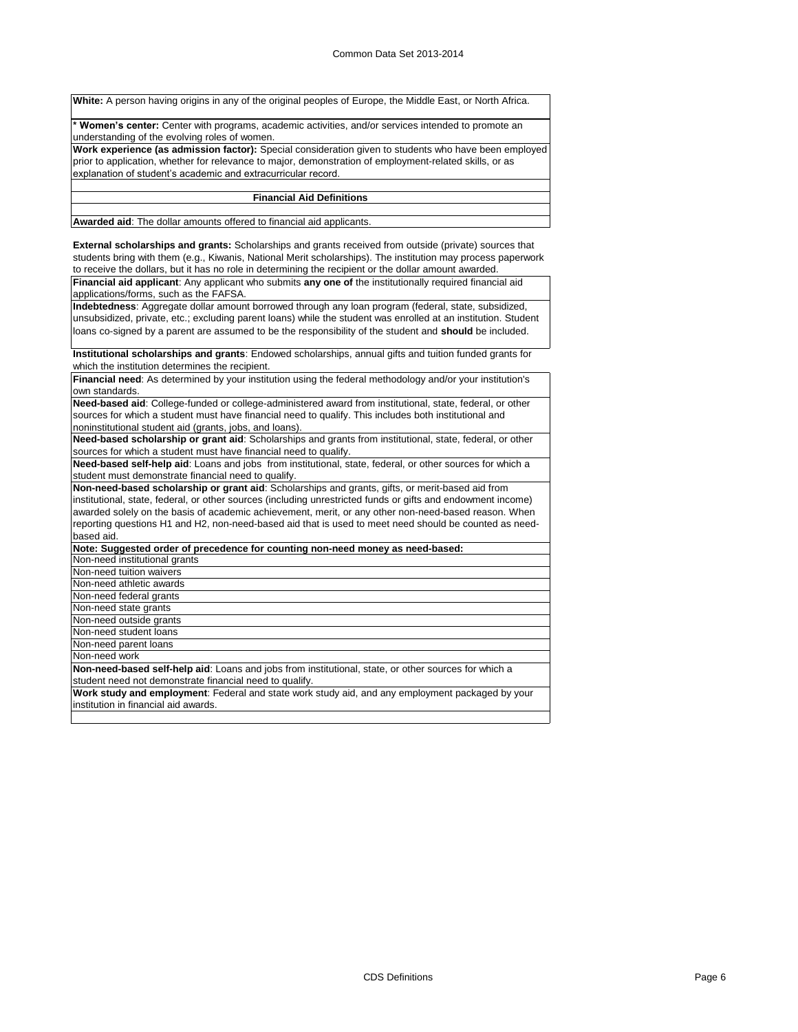**White:** A person having origins in any of the original peoples of Europe, the Middle East, or North Africa.

\* **Women's center:** Center with programs, academic activities, and/or services intended to promote an understanding of the evolving roles of women.

**Work experience (as admission factor):** Special consideration given to students who have been employed prior to application, whether for relevance to major, demonstration of employment-related skills, or as explanation of student's academic and extracurricular record.

## Financial Aid Definitions

**Awarded aid**: The dollar amounts offered to financial aid applicants.

**External scholarships and grants:** Scholarships and grants received from outside (private) sources that students bring with them (e.g., Kiwanis, National Merit scholarships). The institution may process paperwork to receive the dollars, but it has no role in determining the recipient or the dollar amount awarded.

**Financial aid applicant**: Any applicant who submits **any one of** the institutionally required financial aid applications/forms, such as the FAFSA.

**Indebtedness**: Aggregate dollar amount borrowed through any loan program (federal, state, subsidized, unsubsidized, private, etc.; excluding parent loans) while the student was enrolled at an institution. Student loans co-signed by a parent are assumed to be the responsibility of the student and **should** be included.

**Institutional scholarships and grants**: Endowed scholarships, annual gifts and tuition funded grants for which the institution determines the recipient.

**Financial need**: As determined by your institution using the federal methodology and/or your institution's own standards.

**Need-based aid**: College-funded or college-administered award from institutional, state, federal, or other sources for which a student must have financial need to qualify. This includes both institutional and noninstitutional student aid (grants, jobs, and loans).

**Need-based scholarship or grant aid**: Scholarships and grants from institutional, state, federal, or other sources for which a student must have financial need to qualify.

**Need-based self-help aid**: Loans and jobs from institutional, state, federal, or other sources for which a student must demonstrate financial need to qualify.

**Non-need-based scholarship or grant aid**: Scholarships and grants, gifts, or merit-based aid from institutional, state, federal, or other sources (including unrestricted funds or gifts and endowment income) awarded solely on the basis of academic achievement, merit, or any other non-need-based reason. When reporting questions H1 and H2, non-need-based aid that is used to meet need should be counted as need-based aid.

**Note: Suggested order of precedence for counting non-need money as need-based:**

- Non-need institutional grants
- Non-need tuition waivers
- Non-need athletic awards
- Non-need federal grants
- Non-need state grants
- Non-need outside grants
- Non-need student loans
- Non-need parent loans
- Non-need work

**Non-need-based self-help aid**: Loans and jobs from institutional, state, or other sources for which a student need not demonstrate financial need to qualify.

**Work study and employment**: Federal and state work study aid, and any employment packaged by your institution in financial aid awards.